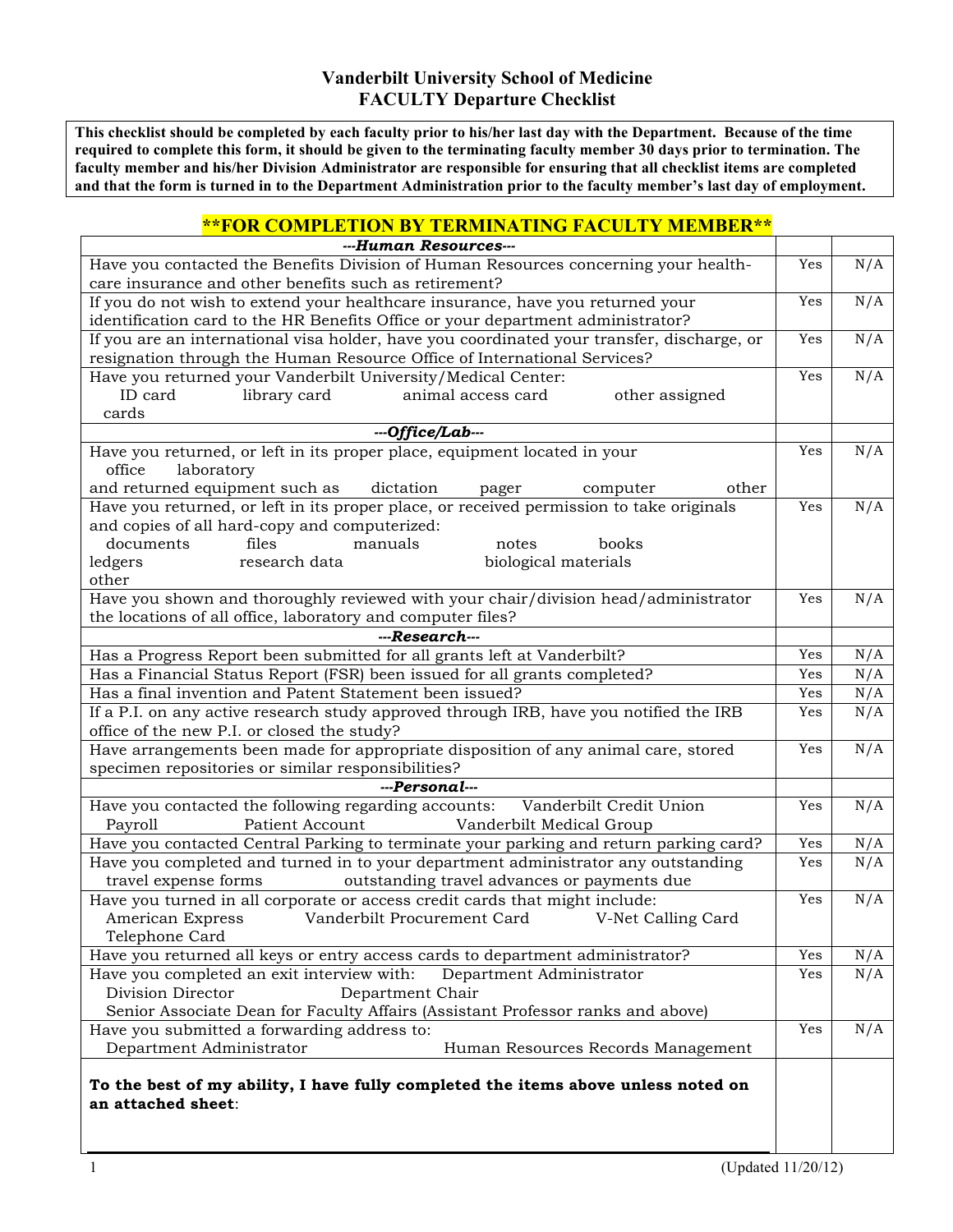# Vanderbilt University School of Medicine
## FACULTY Departure Checklist

**This checklist should be completed by each faculty prior to his/her last day with the Department. Because of the time required to complete this form, it should be given to the terminating faculty member 30 days prior to termination. The faculty member and his/her Division Administrator are responsible for ensuring that all checklist items are completed and that the form is turned in to the Department Administration prior to the faculty member's last day of employment.**

### **FOR COMPLETION BY TERMINATING FACULTY MEMBER**

| ***---Human Resources---*** | | |
|---|---|---|
| Have you contacted the Benefits Division of Human Resources concerning your health-care insurance and other benefits such as retirement? | Yes | N/A |
| If you do not wish to extend your healthcare insurance, have you returned your identification card to the HR Benefits Office or your department administrator? | Yes | N/A |
| If you are an international visa holder, have you coordinated your transfer, discharge, or resignation through the Human Resource Office of International Services? | Yes | N/A |
| Have you returned your Vanderbilt University/Medical Center: ID card library card animal access card other assigned cards | Yes | N/A |
| ***---Office/Lab---*** | | |
| Have you returned, or left in its proper place, equipment located in your office laboratory and returned equipment such as dictation pager computer other | Yes | N/A |
| Have you returned, or left in its proper place, or received permission to take originals and copies of all hard-copy and computerized: documents files manuals notes books ledgers research data biological materials other | Yes | N/A |
| Have you shown and thoroughly reviewed with your chair/division head/administrator the locations of all office, laboratory and computer files? | Yes | N/A |
| ***---Research---*** | | |
| Has a Progress Report been submitted for all grants left at Vanderbilt? | Yes | N/A |
| Has a Financial Status Report (FSR) been issued for all grants completed? | Yes | N/A |
| Has a final invention and Patent Statement been issued? | Yes | N/A |
| If a P.I. on any active research study approved through IRB, have you notified the IRB office of the new P.I. or closed the study? | Yes | N/A |
| Have arrangements been made for appropriate disposition of any animal care, stored specimen repositories or similar responsibilities? | Yes | N/A |
| ***---Personal---*** | | |
| Have you contacted the following regarding accounts: Vanderbilt Credit Union Payroll Patient Account Vanderbilt Medical Group | Yes | N/A |
| Have you contacted Central Parking to terminate your parking and return parking card? | Yes | N/A |
| Have you completed and turned in to your department administrator any outstanding travel expense forms outstanding travel advances or payments due | Yes | N/A |
| Have you turned in all corporate or access credit cards that might include: American Express Vanderbilt Procurement Card V-Net Calling Card Telephone Card | Yes | N/A |
| Have you returned all keys or entry access cards to department administrator? | Yes | N/A |
| Have you completed an exit interview with: Department Administrator Division Director Department Chair Senior Associate Dean for Faculty Affairs (Assistant Professor ranks and above) | Yes | N/A |
| Have you submitted a forwarding address to: Department Administrator Human Resources Records Management | Yes | N/A |
| **To the best of my ability, I have fully completed the items above unless noted on an attached sheet**: | | |

(Updated 11/20/12)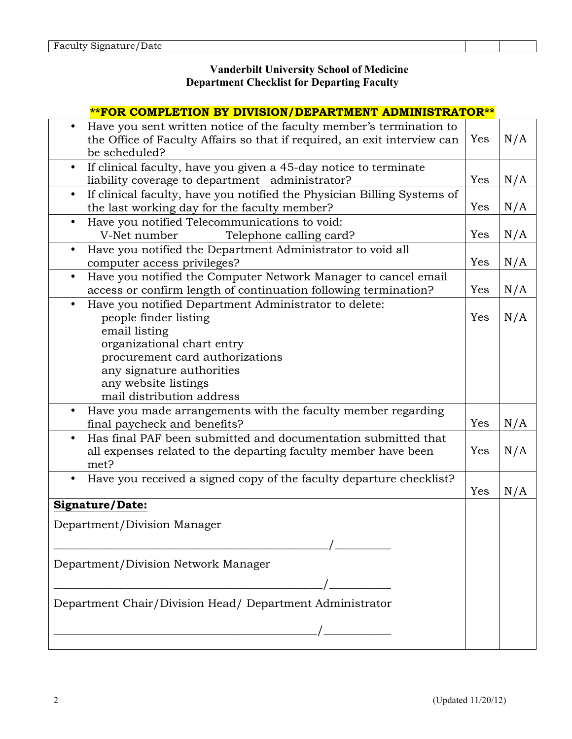| | | |
|---|---|---|
| Faculty Signature/Date | | |

**Vanderbilt University School of Medicine**
**Department Checklist for Departing Faculty**

**\*\*FOR COMPLETION BY DIVISION/DEPARTMENT ADMINISTRATOR\*\***

| | | |
|---|---|---|
| • Have you sent written notice of the faculty member's termination to the Office of Faculty Affairs so that if required, an exit interview can be scheduled? | Yes | N/A |
| • If clinical faculty, have you given a 45-day notice to terminate liability coverage to department administrator? | Yes | N/A |
| • If clinical faculty, have you notified the Physician Billing Systems of the last working day for the faculty member? | Yes | N/A |
| • Have you notified Telecommunications to void: V-Net number Telephone calling card? | Yes | N/A |
| • Have you notified the Department Administrator to void all computer access privileges? | Yes | N/A |
| • Have you notified the Computer Network Manager to cancel email access or confirm length of continuation following termination? | Yes | N/A |
| • Have you notified Department Administrator to delete: people finder listing; email listing; organizational chart entry; procurement card authorizations; any signature authorities; any website listings; mail distribution address | Yes | N/A |
| • Have you made arrangements with the faculty member regarding final paycheck and benefits? | Yes | N/A |
| • Has final PAF been submitted and documentation submitted that all expenses related to the departing faculty member have been met? | Yes | N/A |
| • Have you received a signed copy of the faculty departure checklist? | Yes | N/A |
| **Signature/Date:**<br>Department/Division Manager<br>\_\_\_\_\_\_\_\_\_\_\_\_\_\_\_\_\_\_\_\_\_\_\_\_\_\_\_\_\_\_\_\_\_\_\_\_\_\_\_\_/\_\_\_\_\_\_\_\_\_<br>Department/Division Network Manager<br>\_\_\_\_\_\_\_\_\_\_\_\_\_\_\_\_\_\_\_\_\_\_\_\_\_\_\_\_\_\_\_\_\_\_\_\_\_\_\_\_/\_\_\_\_\_\_\_\_\_<br>Department Chair/Division Head/ Department Administrator<br>\_\_\_\_\_\_\_\_\_\_\_\_\_\_\_\_\_\_\_\_\_\_\_\_\_\_\_\_\_\_\_\_\_\_\_\_\_\_\_\_/\_\_\_\_\_\_\_\_\_ | | |

(Updated 11/20/12)